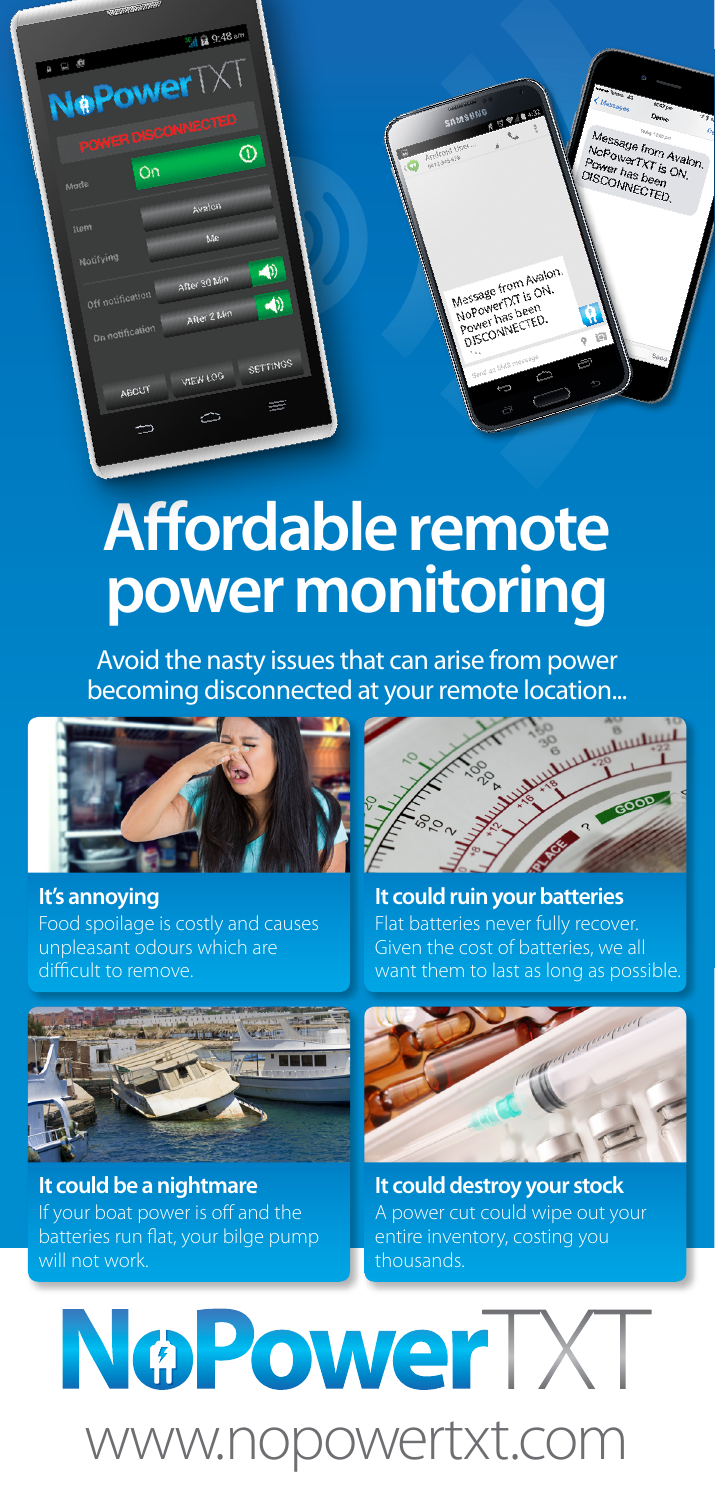# Affordable remote power monitoring

Avoid the nasty issues that can arise from power becoming disconnected at your remote location...

**It's annoying**
Food spoilage is costly and causes unpleasant odours which are difficult to remove.

**It could ruin your batteries**
Flat batteries never fully recover. Given the cost of batteries, we all want them to last as long as possible.

**It could be a nightmare**
If your boat power is off and the batteries run flat, your bilge pump will not work.

**It could destroy your stock**
A power cut could wipe out your entire inventory, costing you thousands.

# NoPowerTXT

www.nopowertxt.com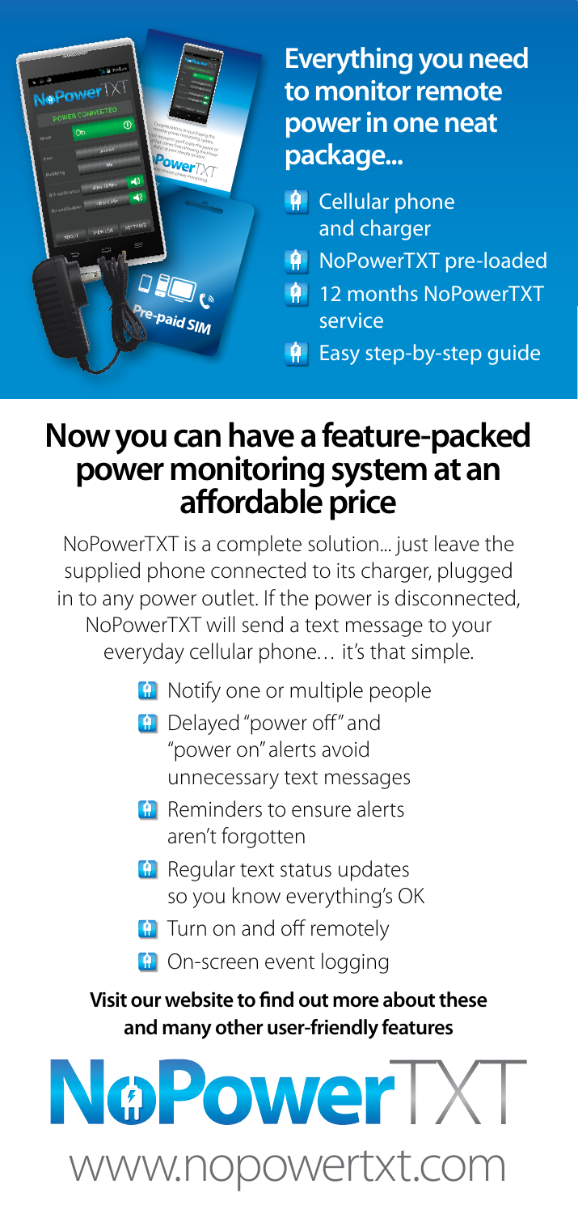## Everything you need to monitor remote power in one neat package...

- Cellular phone and charger
- NoPowerTXT pre-loaded
- 12 months NoPowerTXT service
- Easy step-by-step guide

# Now you can have a feature-packed power monitoring system at an affordable price

NoPowerTXT is a complete solution... just leave the supplied phone connected to its charger, plugged in to any power outlet. If the power is disconnected, NoPowerTXT will send a text message to your everyday cellular phone… it's that simple.

- Notify one or multiple people
- Delayed "power off" and "power on" alerts avoid unnecessary text messages
- Reminders to ensure alerts aren't forgotten
- Regular text status updates so you know everything's OK
- Turn on and off remotely
- On-screen event logging

**Visit our website to find out more about these and many other user-friendly features**

# NoPowerTXT

www.nopowertxt.com